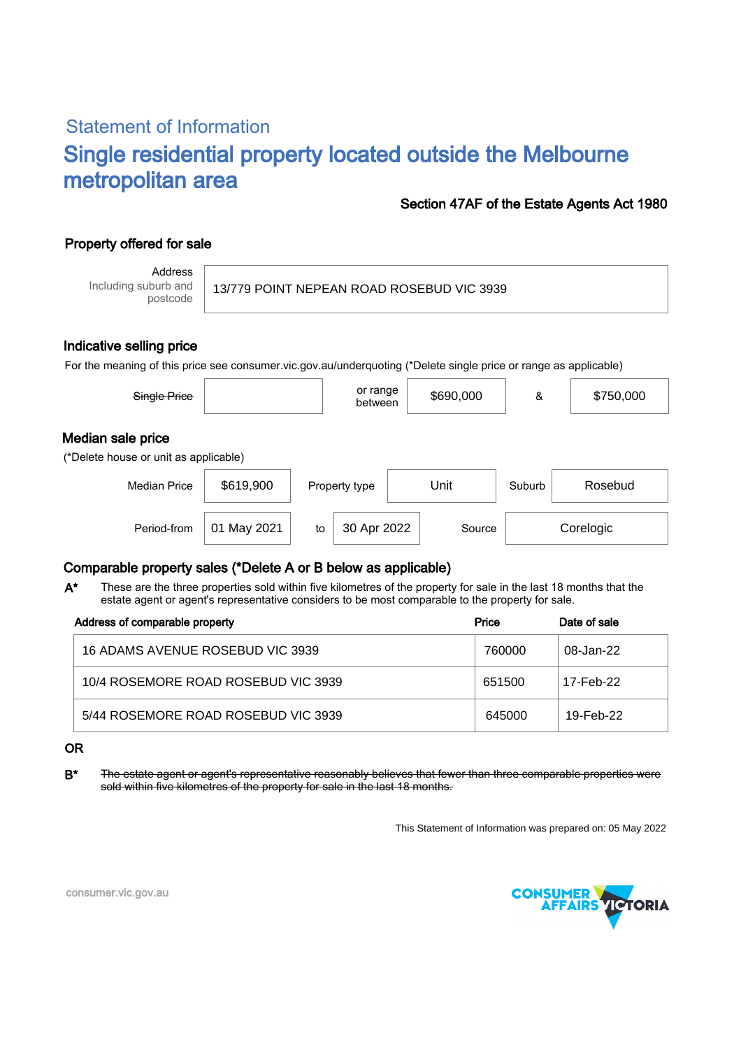## Statement of Information

# Single residential property located outside the Melbourne metropolitan area

**Section 47AF of the Estate Agents Act 1980**

### Property offered for sale

| Address Including suburb and postcode | 13/779 POINT NEPEAN ROAD ROSEBUD VIC 3939 |
|---|---|

### Indicative selling price

For the meaning of this price see consumer.vic.gov.au/underquoting (*Delete single price or range as applicable)

| ~~Single Price~~ | | or range between | $690,000 | & | $750,000 |
|---|---|---|---|---|---|

### Median sale price

(*Delete house or unit as applicable)

| Median Price | $619,900 | Property type | Unit | Suburb | Rosebud |
|---|---|---|---|---|---|
| Period-from | 01 May 2021 | to | 30 Apr 2022 | Source | Corelogic |

### Comparable property sales (*Delete A or B below as applicable)

**A*** These are the three properties sold within five kilometres of the property for sale in the last 18 months that the estate agent or agent's representative considers to be most comparable to the property for sale.

| Address of comparable property | Price | Date of sale |
|---|---|---|
| 16 ADAMS AVENUE ROSEBUD VIC 3939 | 760000 | 08-Jan-22 |
| 10/4 ROSEMORE ROAD ROSEBUD VIC 3939 | 651500 | 17-Feb-22 |
| 5/44 ROSEMORE ROAD ROSEBUD VIC 3939 | 645000 | 19-Feb-22 |

**OR**

**B*** ~~The estate agent or agent's representative reasonably believes that fewer than three comparable properties were sold within five kilometres of the property for sale in the last 18 months.~~

This Statement of Information was prepared on: 05 May 2022

consumer.vic.gov.au

CONSUMER AFFAIRS VICTORIA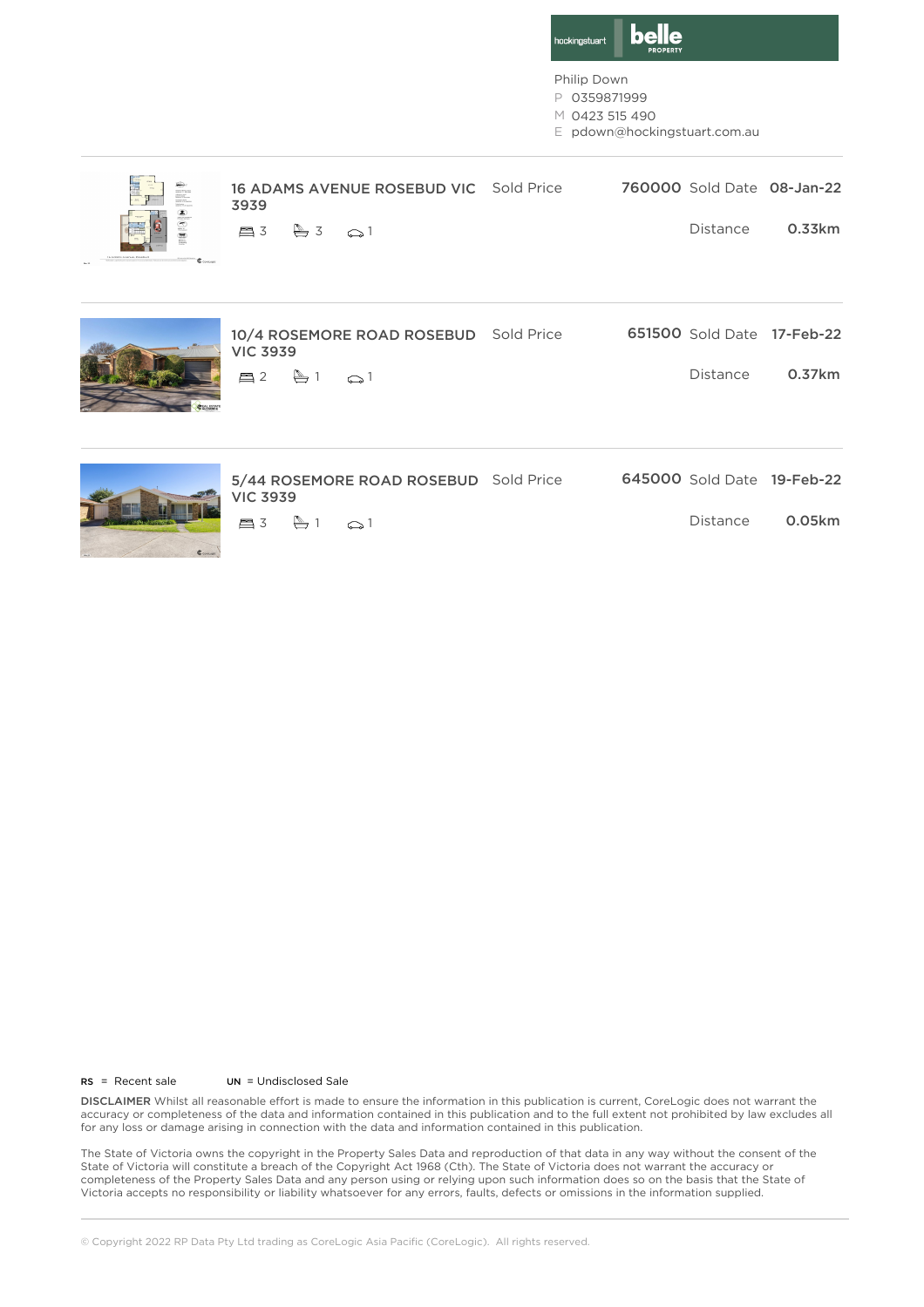Philip Down
P 0359871999
M 0423 515 490
E pdown@hockingstuart.com.au

**16 ADAMS AVENUE ROSEBUD VIC 3939** Sold Price **760000** Sold Date **08-Jan-22**

3 3 1 Distance **0.33km**

**10/4 ROSEMORE ROAD ROSEBUD VIC 3939** Sold Price **651500** Sold Date **17-Feb-22**

2 1 1 Distance **0.37km**

**5/44 ROSEMORE ROAD ROSEBUD VIC 3939** Sold Price **645000** Sold Date **19-Feb-22**

3 1 1 Distance **0.05km**

**RS** = Recent sale **UN** = Undisclosed Sale

**DISCLAIMER** Whilst all reasonable effort is made to ensure the information in this publication is current, CoreLogic does not warrant the accuracy or completeness of the data and information contained in this publication and to the full extent not prohibited by law excludes all for any loss or damage arising in connection with the data and information contained in this publication.

The State of Victoria owns the copyright in the Property Sales Data and reproduction of that data in any way without the consent of the State of Victoria will constitute a breach of the Copyright Act 1968 (Cth). The State of Victoria does not warrant the accuracy or completeness of the Property Sales Data and any person using or relying upon such information does so on the basis that the State of Victoria accepts no responsibility or liability whatsoever for any errors, faults, defects or omissions in the information supplied.

© Copyright 2022 RP Data Pty Ltd trading as CoreLogic Asia Pacific (CoreLogic). All rights reserved.